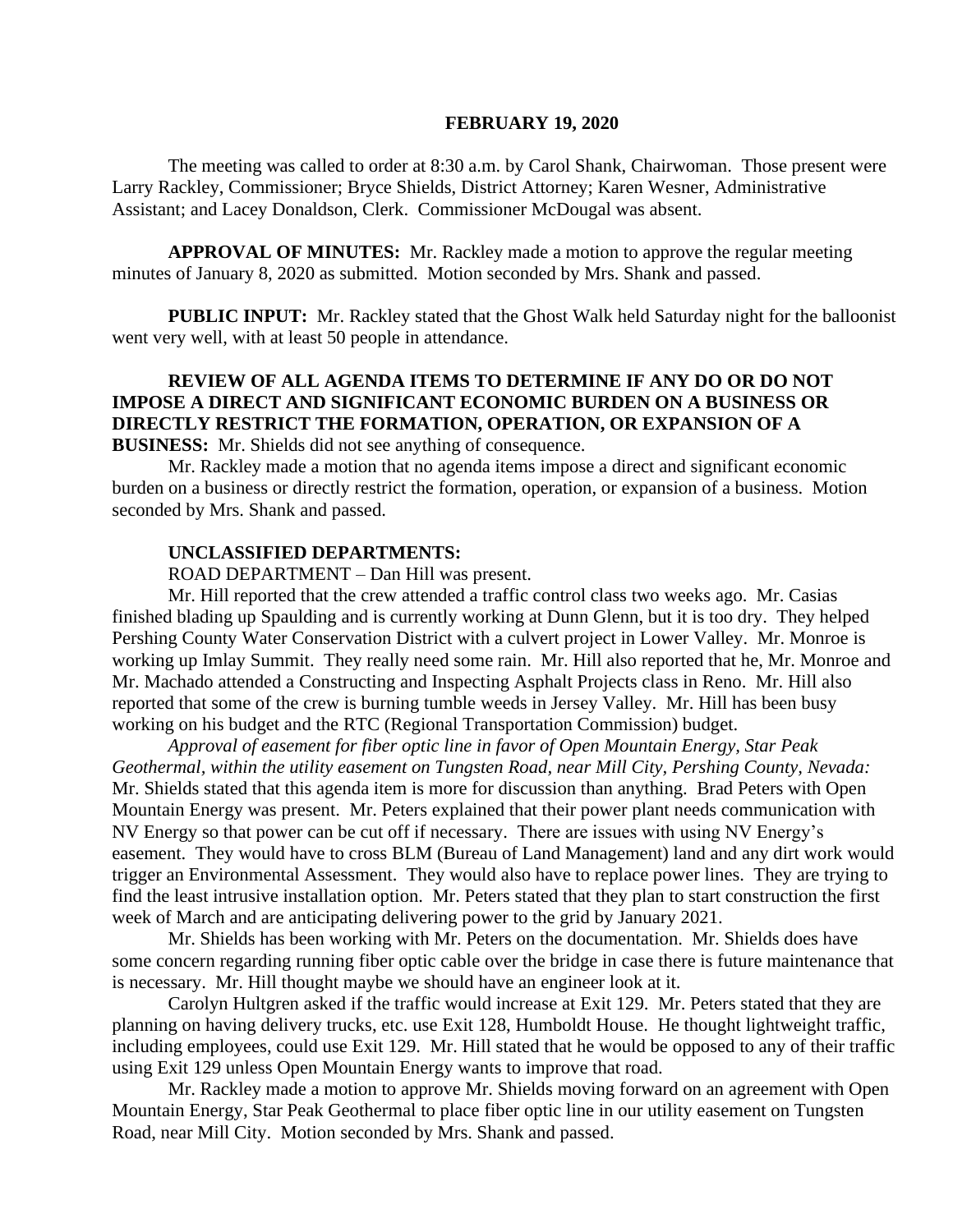**FEBRUARY 19, 2020**

The meeting was called to order at 8:30 a.m. by Carol Shank, Chairwoman. Those present were Larry Rackley, Commissioner; Bryce Shields, District Attorney; Karen Wesner, Administrative Assistant; and Lacey Donaldson, Clerk. Commissioner McDougal was absent.

**APPROVAL OF MINUTES:** Mr. Rackley made a motion to approve the regular meeting minutes of January 8, 2020 as submitted. Motion seconded by Mrs. Shank and passed.

**PUBLIC INPUT:** Mr. Rackley stated that the Ghost Walk held Saturday night for the balloonist went very well, with at least 50 people in attendance.

**REVIEW OF ALL AGENDA ITEMS TO DETERMINE IF ANY DO OR DO NOT IMPOSE A DIRECT AND SIGNIFICANT ECONOMIC BURDEN ON A BUSINESS OR DIRECTLY RESTRICT THE FORMATION, OPERATION, OR EXPANSION OF A BUSINESS:** Mr. Shields did not see anything of consequence.

Mr. Rackley made a motion that no agenda items impose a direct and significant economic burden on a business or directly restrict the formation, operation, or expansion of a business. Motion seconded by Mrs. Shank and passed.

**UNCLASSIFIED DEPARTMENTS:**

ROAD DEPARTMENT – Dan Hill was present.

Mr. Hill reported that the crew attended a traffic control class two weeks ago. Mr. Casias finished blading up Spaulding and is currently working at Dunn Glenn, but it is too dry. They helped Pershing County Water Conservation District with a culvert project in Lower Valley. Mr. Monroe is working up Imlay Summit. They really need some rain. Mr. Hill also reported that he, Mr. Monroe and Mr. Machado attended a Constructing and Inspecting Asphalt Projects class in Reno. Mr. Hill also reported that some of the crew is burning tumble weeds in Jersey Valley. Mr. Hill has been busy working on his budget and the RTC (Regional Transportation Commission) budget.

*Approval of easement for fiber optic line in favor of Open Mountain Energy, Star Peak Geothermal, within the utility easement on Tungsten Road, near Mill City, Pershing County, Nevada:* Mr. Shields stated that this agenda item is more for discussion than anything. Brad Peters with Open Mountain Energy was present. Mr. Peters explained that their power plant needs communication with NV Energy so that power can be cut off if necessary. There are issues with using NV Energy's easement. They would have to cross BLM (Bureau of Land Management) land and any dirt work would trigger an Environmental Assessment. They would also have to replace power lines. They are trying to find the least intrusive installation option. Mr. Peters stated that they plan to start construction the first week of March and are anticipating delivering power to the grid by January 2021.

Mr. Shields has been working with Mr. Peters on the documentation. Mr. Shields does have some concern regarding running fiber optic cable over the bridge in case there is future maintenance that is necessary. Mr. Hill thought maybe we should have an engineer look at it.

Carolyn Hultgren asked if the traffic would increase at Exit 129. Mr. Peters stated that they are planning on having delivery trucks, etc. use Exit 128, Humboldt House. He thought lightweight traffic, including employees, could use Exit 129. Mr. Hill stated that he would be opposed to any of their traffic using Exit 129 unless Open Mountain Energy wants to improve that road.

Mr. Rackley made a motion to approve Mr. Shields moving forward on an agreement with Open Mountain Energy, Star Peak Geothermal to place fiber optic line in our utility easement on Tungsten Road, near Mill City. Motion seconded by Mrs. Shank and passed.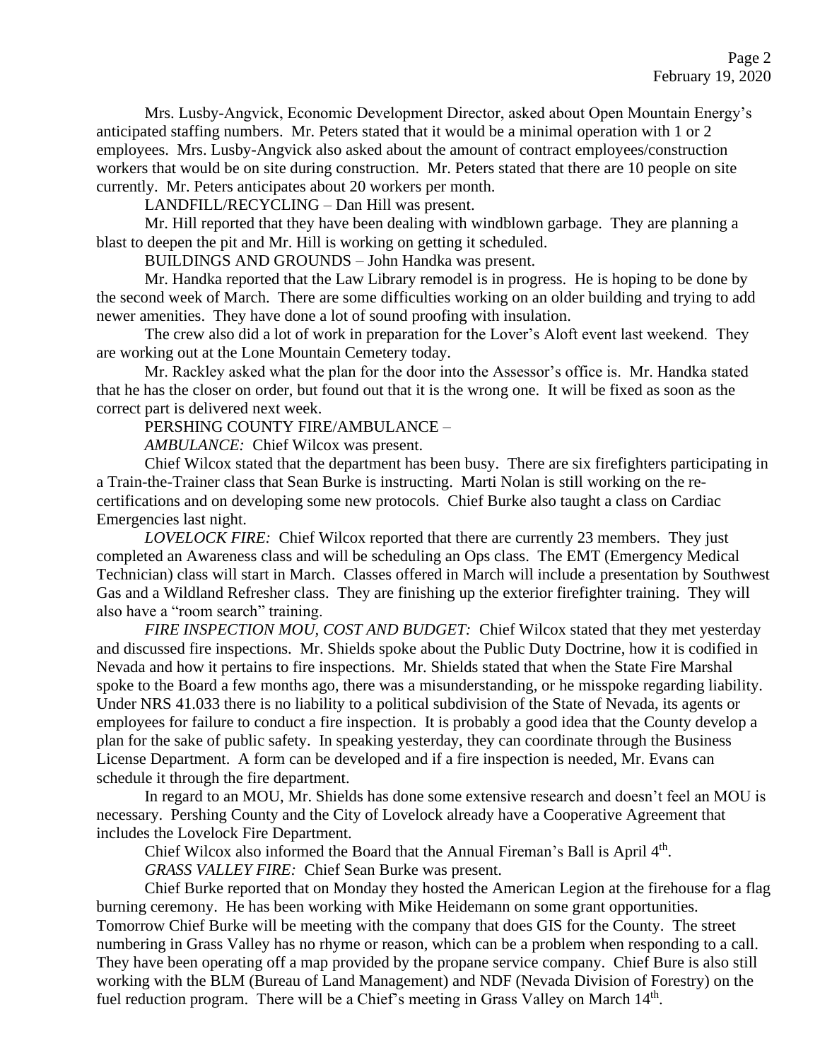Mrs. Lusby-Angvick, Economic Development Director, asked about Open Mountain Energy's anticipated staffing numbers. Mr. Peters stated that it would be a minimal operation with 1 or 2 employees. Mrs. Lusby-Angvick also asked about the amount of contract employees/construction workers that would be on site during construction. Mr. Peters stated that there are 10 people on site currently. Mr. Peters anticipates about 20 workers per month.

LANDFILL/RECYCLING – Dan Hill was present.

Mr. Hill reported that they have been dealing with windblown garbage. They are planning a blast to deepen the pit and Mr. Hill is working on getting it scheduled.

BUILDINGS AND GROUNDS – John Handka was present.

Mr. Handka reported that the Law Library remodel is in progress. He is hoping to be done by the second week of March. There are some difficulties working on an older building and trying to add newer amenities. They have done a lot of sound proofing with insulation.

The crew also did a lot of work in preparation for the Lover's Aloft event last weekend. They are working out at the Lone Mountain Cemetery today.

Mr. Rackley asked what the plan for the door into the Assessor's office is. Mr. Handka stated that he has the closer on order, but found out that it is the wrong one. It will be fixed as soon as the correct part is delivered next week.

PERSHING COUNTY FIRE/AMBULANCE –

*AMBULANCE:* Chief Wilcox was present.

Chief Wilcox stated that the department has been busy. There are six firefighters participating in a Train-the-Trainer class that Sean Burke is instructing. Marti Nolan is still working on the re-certifications and on developing some new protocols. Chief Burke also taught a class on Cardiac Emergencies last night.

*LOVELOCK FIRE:* Chief Wilcox reported that there are currently 23 members. They just completed an Awareness class and will be scheduling an Ops class. The EMT (Emergency Medical Technician) class will start in March. Classes offered in March will include a presentation by Southwest Gas and a Wildland Refresher class. They are finishing up the exterior firefighter training. They will also have a "room search" training.

*FIRE INSPECTION MOU, COST AND BUDGET:* Chief Wilcox stated that they met yesterday and discussed fire inspections. Mr. Shields spoke about the Public Duty Doctrine, how it is codified in Nevada and how it pertains to fire inspections. Mr. Shields stated that when the State Fire Marshal spoke to the Board a few months ago, there was a misunderstanding, or he misspoke regarding liability. Under NRS 41.033 there is no liability to a political subdivision of the State of Nevada, its agents or employees for failure to conduct a fire inspection. It is probably a good idea that the County develop a plan for the sake of public safety. In speaking yesterday, they can coordinate through the Business License Department. A form can be developed and if a fire inspection is needed, Mr. Evans can schedule it through the fire department.

In regard to an MOU, Mr. Shields has done some extensive research and doesn't feel an MOU is necessary. Pershing County and the City of Lovelock already have a Cooperative Agreement that includes the Lovelock Fire Department.

Chief Wilcox also informed the Board that the Annual Fireman's Ball is April 4th.

*GRASS VALLEY FIRE:* Chief Sean Burke was present.

Chief Burke reported that on Monday they hosted the American Legion at the firehouse for a flag burning ceremony. He has been working with Mike Heidemann on some grant opportunities. Tomorrow Chief Burke will be meeting with the company that does GIS for the County. The street numbering in Grass Valley has no rhyme or reason, which can be a problem when responding to a call. They have been operating off a map provided by the propane service company. Chief Bure is also still working with the BLM (Bureau of Land Management) and NDF (Nevada Division of Forestry) on the fuel reduction program. There will be a Chief's meeting in Grass Valley on March 14th.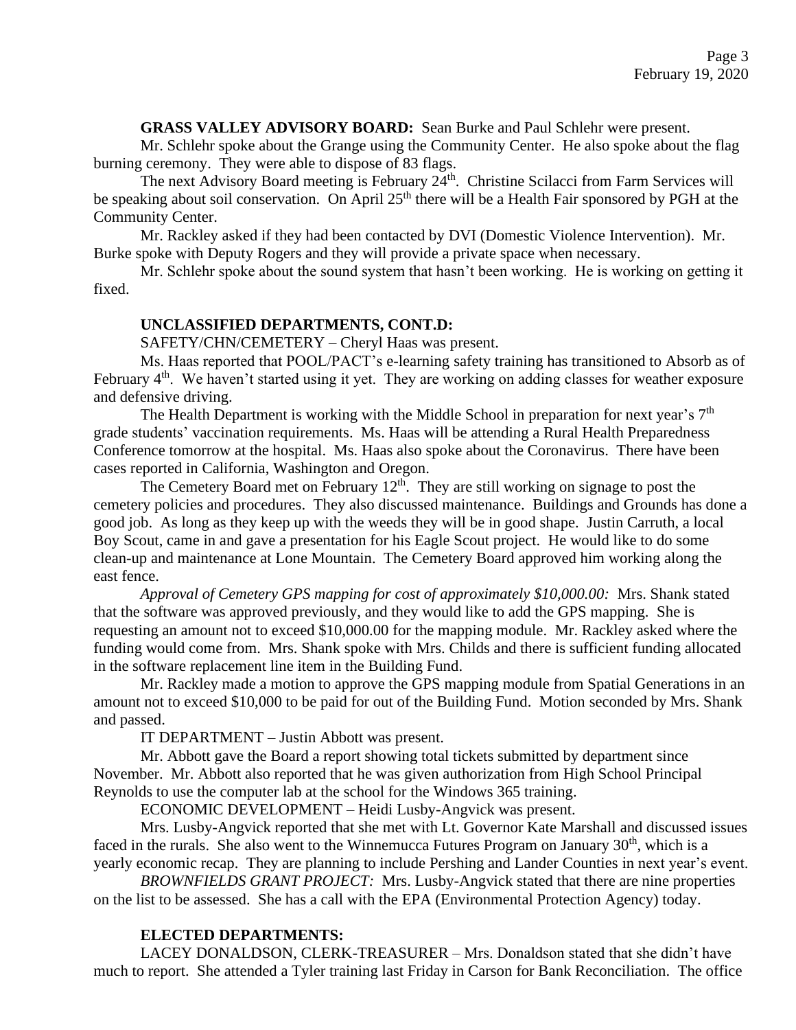**GRASS VALLEY ADVISORY BOARD:** Sean Burke and Paul Schlehr were present.

Mr. Schlehr spoke about the Grange using the Community Center. He also spoke about the flag burning ceremony. They were able to dispose of 83 flags.

The next Advisory Board meeting is February 24th. Christine Scilacci from Farm Services will be speaking about soil conservation. On April 25th there will be a Health Fair sponsored by PGH at the Community Center.

Mr. Rackley asked if they had been contacted by DVI (Domestic Violence Intervention). Mr. Burke spoke with Deputy Rogers and they will provide a private space when necessary.

Mr. Schlehr spoke about the sound system that hasn't been working. He is working on getting it fixed.

**UNCLASSIFIED DEPARTMENTS, CONT.D:**

SAFETY/CHN/CEMETERY – Cheryl Haas was present.

Ms. Haas reported that POOL/PACT's e-learning safety training has transitioned to Absorb as of February 4th. We haven't started using it yet. They are working on adding classes for weather exposure and defensive driving.

The Health Department is working with the Middle School in preparation for next year's 7th grade students' vaccination requirements. Ms. Haas will be attending a Rural Health Preparedness Conference tomorrow at the hospital. Ms. Haas also spoke about the Coronavirus. There have been cases reported in California, Washington and Oregon.

The Cemetery Board met on February 12th. They are still working on signage to post the cemetery policies and procedures. They also discussed maintenance. Buildings and Grounds has done a good job. As long as they keep up with the weeds they will be in good shape. Justin Carruth, a local Boy Scout, came in and gave a presentation for his Eagle Scout project. He would like to do some clean-up and maintenance at Lone Mountain. The Cemetery Board approved him working along the east fence.

*Approval of Cemetery GPS mapping for cost of approximately $10,000.00:* Mrs. Shank stated that the software was approved previously, and they would like to add the GPS mapping. She is requesting an amount not to exceed $10,000.00 for the mapping module. Mr. Rackley asked where the funding would come from. Mrs. Shank spoke with Mrs. Childs and there is sufficient funding allocated in the software replacement line item in the Building Fund.

Mr. Rackley made a motion to approve the GPS mapping module from Spatial Generations in an amount not to exceed $10,000 to be paid for out of the Building Fund. Motion seconded by Mrs. Shank and passed.

IT DEPARTMENT – Justin Abbott was present.

Mr. Abbott gave the Board a report showing total tickets submitted by department since November. Mr. Abbott also reported that he was given authorization from High School Principal Reynolds to use the computer lab at the school for the Windows 365 training.

ECONOMIC DEVELOPMENT – Heidi Lusby-Angvick was present.

Mrs. Lusby-Angvick reported that she met with Lt. Governor Kate Marshall and discussed issues faced in the rurals. She also went to the Winnemucca Futures Program on January 30th, which is a yearly economic recap. They are planning to include Pershing and Lander Counties in next year's event.

*BROWNFIELDS GRANT PROJECT:* Mrs. Lusby-Angvick stated that there are nine properties on the list to be assessed. She has a call with the EPA (Environmental Protection Agency) today.

**ELECTED DEPARTMENTS:**

LACEY DONALDSON, CLERK-TREASURER – Mrs. Donaldson stated that she didn't have much to report. She attended a Tyler training last Friday in Carson for Bank Reconciliation. The office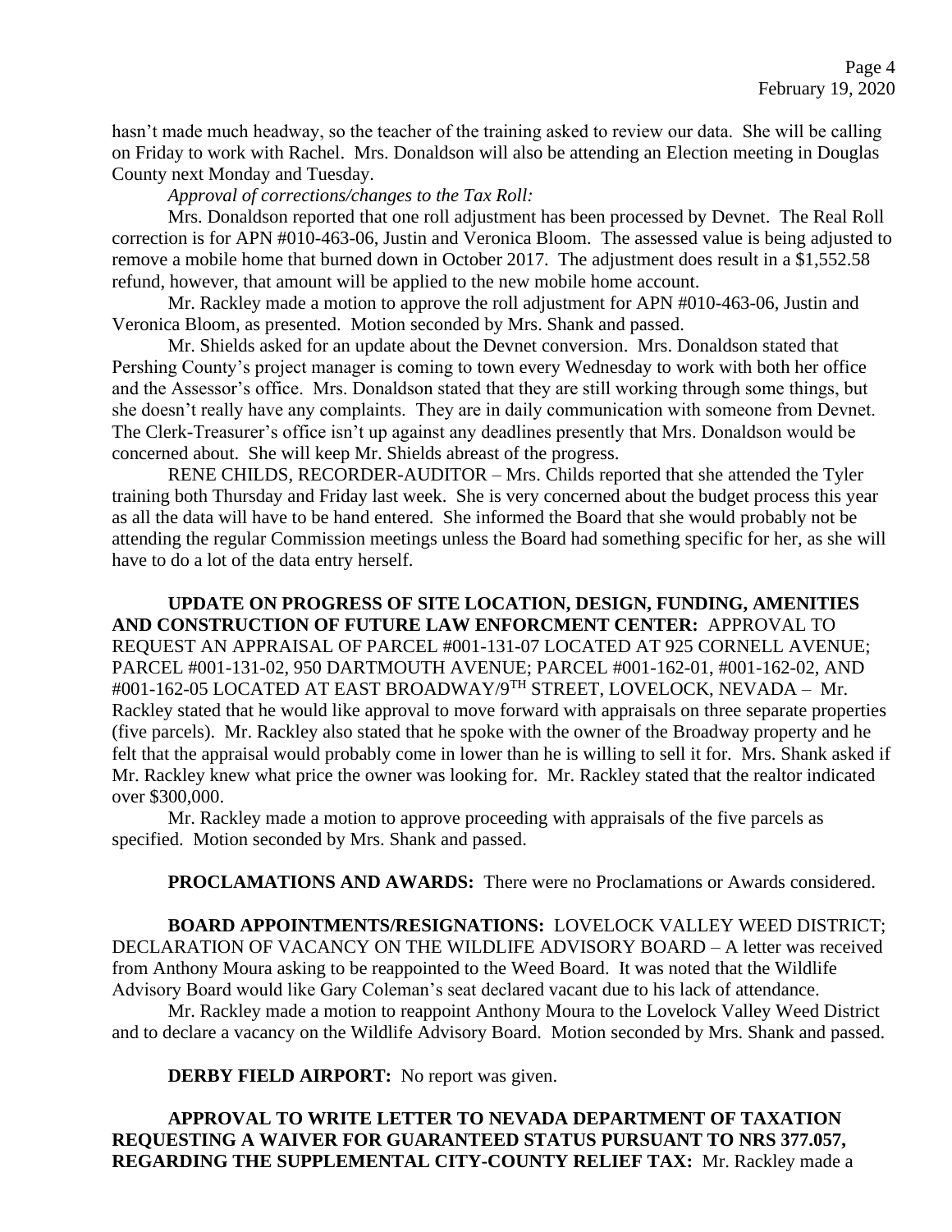hasn't made much headway, so the teacher of the training asked to review our data. She will be calling on Friday to work with Rachel. Mrs. Donaldson will also be attending an Election meeting in Douglas County next Monday and Tuesday.

*Approval of corrections/changes to the Tax Roll:*

Mrs. Donaldson reported that one roll adjustment has been processed by Devnet. The Real Roll correction is for APN #010-463-06, Justin and Veronica Bloom. The assessed value is being adjusted to remove a mobile home that burned down in October 2017. The adjustment does result in a $1,552.58 refund, however, that amount will be applied to the new mobile home account.

Mr. Rackley made a motion to approve the roll adjustment for APN #010-463-06, Justin and Veronica Bloom, as presented. Motion seconded by Mrs. Shank and passed.

Mr. Shields asked for an update about the Devnet conversion. Mrs. Donaldson stated that Pershing County's project manager is coming to town every Wednesday to work with both her office and the Assessor's office. Mrs. Donaldson stated that they are still working through some things, but she doesn't really have any complaints. They are in daily communication with someone from Devnet. The Clerk-Treasurer's office isn't up against any deadlines presently that Mrs. Donaldson would be concerned about. She will keep Mr. Shields abreast of the progress.

RENE CHILDS, RECORDER-AUDITOR – Mrs. Childs reported that she attended the Tyler training both Thursday and Friday last week. She is very concerned about the budget process this year as all the data will have to be hand entered. She informed the Board that she would probably not be attending the regular Commission meetings unless the Board had something specific for her, as she will have to do a lot of the data entry herself.

**UPDATE ON PROGRESS OF SITE LOCATION, DESIGN, FUNDING, AMENITIES AND CONSTRUCTION OF FUTURE LAW ENFORCMENT CENTER:** APPROVAL TO REQUEST AN APPRAISAL OF PARCEL #001-131-07 LOCATED AT 925 CORNELL AVENUE; PARCEL #001-131-02, 950 DARTMOUTH AVENUE; PARCEL #001-162-01, #001-162-02, AND #001-162-05 LOCATED AT EAST BROADWAY/9TH STREET, LOVELOCK, NEVADA – Mr. Rackley stated that he would like approval to move forward with appraisals on three separate properties (five parcels). Mr. Rackley also stated that he spoke with the owner of the Broadway property and he felt that the appraisal would probably come in lower than he is willing to sell it for. Mrs. Shank asked if Mr. Rackley knew what price the owner was looking for. Mr. Rackley stated that the realtor indicated over $300,000.

Mr. Rackley made a motion to approve proceeding with appraisals of the five parcels as specified. Motion seconded by Mrs. Shank and passed.

**PROCLAMATIONS AND AWARDS:** There were no Proclamations or Awards considered.

**BOARD APPOINTMENTS/RESIGNATIONS:** LOVELOCK VALLEY WEED DISTRICT; DECLARATION OF VACANCY ON THE WILDLIFE ADVISORY BOARD – A letter was received from Anthony Moura asking to be reappointed to the Weed Board. It was noted that the Wildlife Advisory Board would like Gary Coleman's seat declared vacant due to his lack of attendance.

Mr. Rackley made a motion to reappoint Anthony Moura to the Lovelock Valley Weed District and to declare a vacancy on the Wildlife Advisory Board. Motion seconded by Mrs. Shank and passed.

**DERBY FIELD AIRPORT:** No report was given.

**APPROVAL TO WRITE LETTER TO NEVADA DEPARTMENT OF TAXATION REQUESTING A WAIVER FOR GUARANTEED STATUS PURSUANT TO NRS 377.057, REGARDING THE SUPPLEMENTAL CITY-COUNTY RELIEF TAX:** Mr. Rackley made a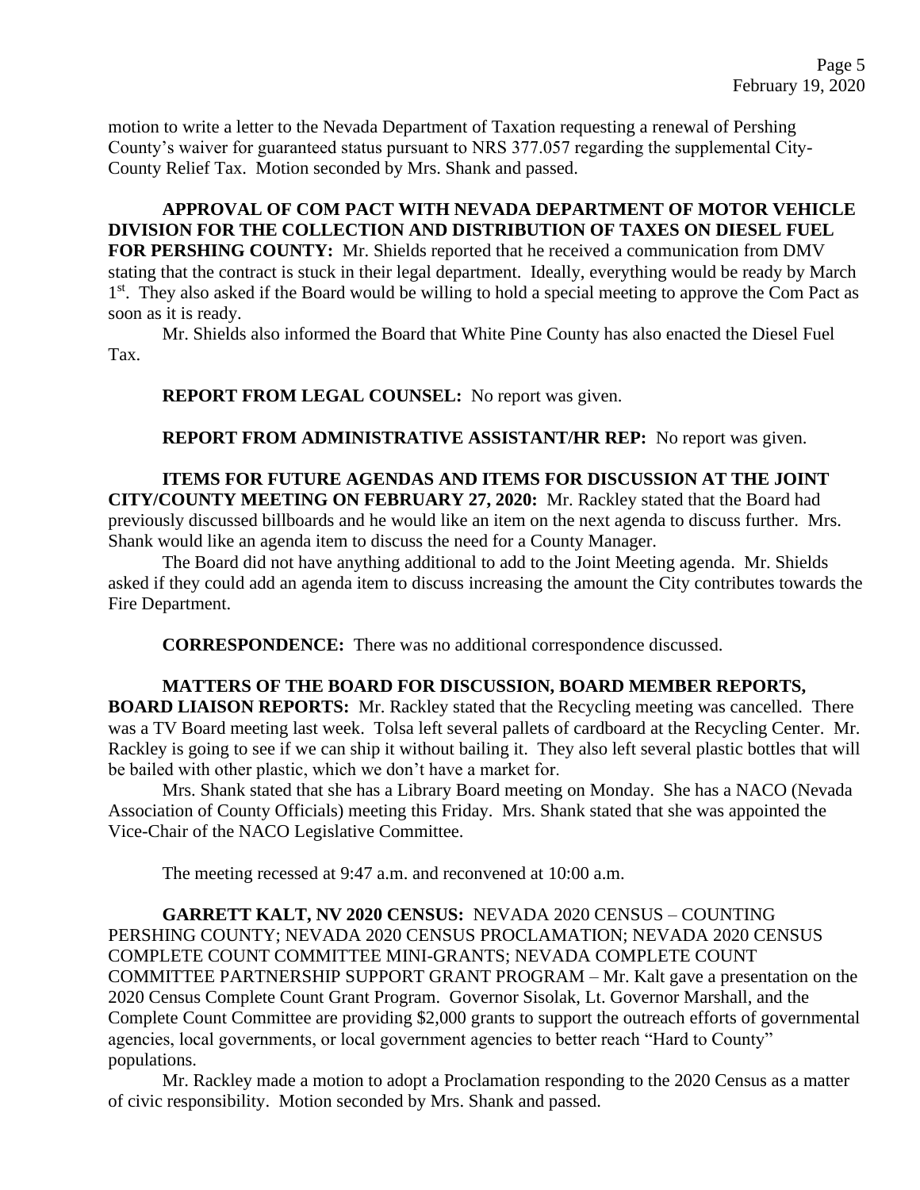motion to write a letter to the Nevada Department of Taxation requesting a renewal of Pershing County's waiver for guaranteed status pursuant to NRS 377.057 regarding the supplemental City-County Relief Tax. Motion seconded by Mrs. Shank and passed.

**APPROVAL OF COM PACT WITH NEVADA DEPARTMENT OF MOTOR VEHICLE DIVISION FOR THE COLLECTION AND DISTRIBUTION OF TAXES ON DIESEL FUEL FOR PERSHING COUNTY:** Mr. Shields reported that he received a communication from DMV stating that the contract is stuck in their legal department. Ideally, everything would be ready by March 1st. They also asked if the Board would be willing to hold a special meeting to approve the Com Pact as soon as it is ready.

Mr. Shields also informed the Board that White Pine County has also enacted the Diesel Fuel Tax.

**REPORT FROM LEGAL COUNSEL:** No report was given.

**REPORT FROM ADMINISTRATIVE ASSISTANT/HR REP:** No report was given.

**ITEMS FOR FUTURE AGENDAS AND ITEMS FOR DISCUSSION AT THE JOINT CITY/COUNTY MEETING ON FEBRUARY 27, 2020:** Mr. Rackley stated that the Board had previously discussed billboards and he would like an item on the next agenda to discuss further. Mrs. Shank would like an agenda item to discuss the need for a County Manager.

The Board did not have anything additional to add to the Joint Meeting agenda. Mr. Shields asked if they could add an agenda item to discuss increasing the amount the City contributes towards the Fire Department.

**CORRESPONDENCE:** There was no additional correspondence discussed.

**MATTERS OF THE BOARD FOR DISCUSSION, BOARD MEMBER REPORTS, BOARD LIAISON REPORTS:** Mr. Rackley stated that the Recycling meeting was cancelled. There was a TV Board meeting last week. Tolsa left several pallets of cardboard at the Recycling Center. Mr. Rackley is going to see if we can ship it without bailing it. They also left several plastic bottles that will be bailed with other plastic, which we don't have a market for.

Mrs. Shank stated that she has a Library Board meeting on Monday. She has a NACO (Nevada Association of County Officials) meeting this Friday. Mrs. Shank stated that she was appointed the Vice-Chair of the NACO Legislative Committee.

The meeting recessed at 9:47 a.m. and reconvened at 10:00 a.m.

**GARRETT KALT, NV 2020 CENSUS:** NEVADA 2020 CENSUS – COUNTING PERSHING COUNTY; NEVADA 2020 CENSUS PROCLAMATION; NEVADA 2020 CENSUS COMPLETE COUNT COMMITTEE MINI-GRANTS; NEVADA COMPLETE COUNT COMMITTEE PARTNERSHIP SUPPORT GRANT PROGRAM – Mr. Kalt gave a presentation on the 2020 Census Complete Count Grant Program. Governor Sisolak, Lt. Governor Marshall, and the Complete Count Committee are providing $2,000 grants to support the outreach efforts of governmental agencies, local governments, or local government agencies to better reach "Hard to County" populations.

Mr. Rackley made a motion to adopt a Proclamation responding to the 2020 Census as a matter of civic responsibility. Motion seconded by Mrs. Shank and passed.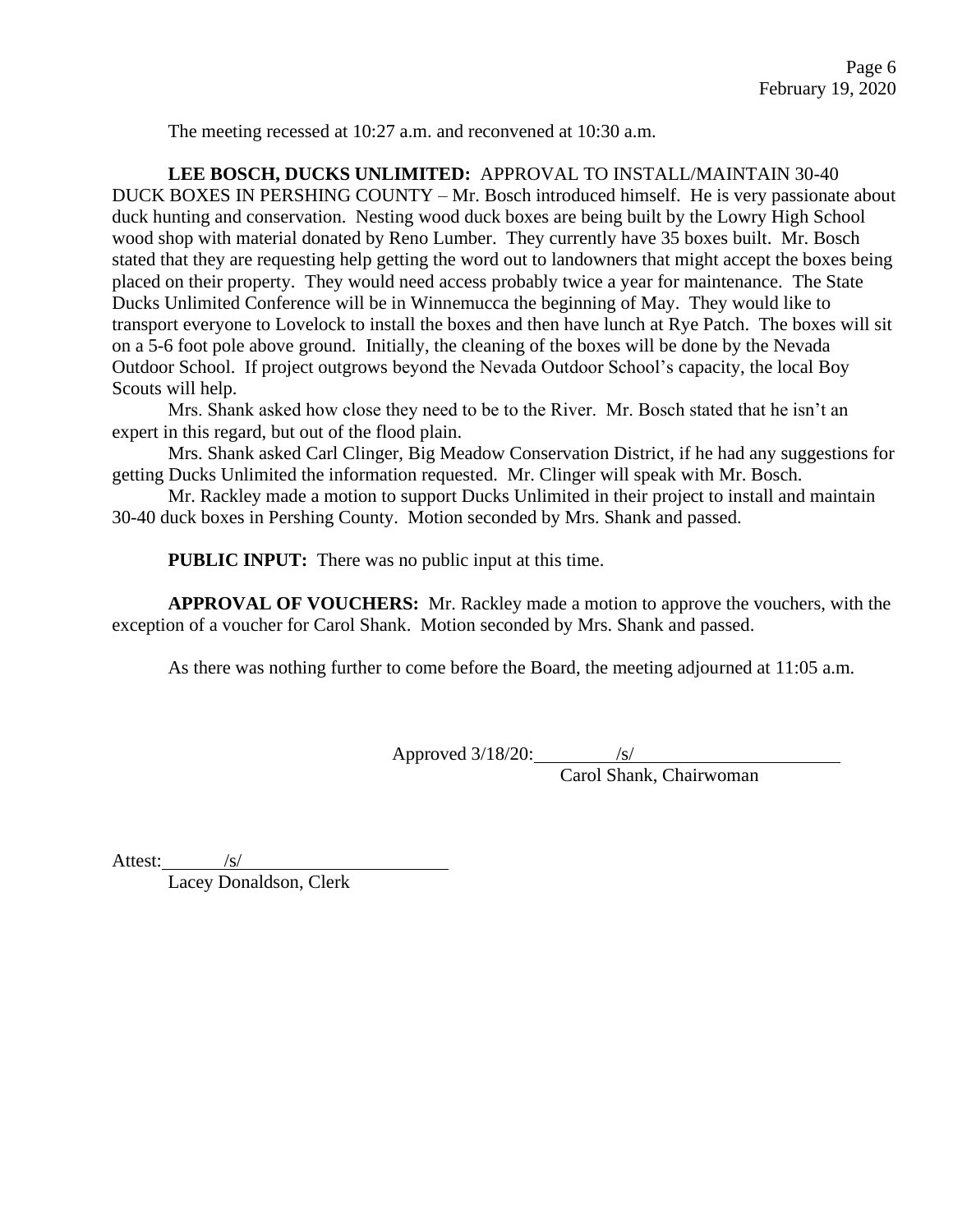The meeting recessed at 10:27 a.m. and reconvened at 10:30 a.m.

**LEE BOSCH, DUCKS UNLIMITED:** APPROVAL TO INSTALL/MAINTAIN 30-40 DUCK BOXES IN PERSHING COUNTY – Mr. Bosch introduced himself. He is very passionate about duck hunting and conservation. Nesting wood duck boxes are being built by the Lowry High School wood shop with material donated by Reno Lumber. They currently have 35 boxes built. Mr. Bosch stated that they are requesting help getting the word out to landowners that might accept the boxes being placed on their property. They would need access probably twice a year for maintenance. The State Ducks Unlimited Conference will be in Winnemucca the beginning of May. They would like to transport everyone to Lovelock to install the boxes and then have lunch at Rye Patch. The boxes will sit on a 5-6 foot pole above ground. Initially, the cleaning of the boxes will be done by the Nevada Outdoor School. If project outgrows beyond the Nevada Outdoor School's capacity, the local Boy Scouts will help.

Mrs. Shank asked how close they need to be to the River. Mr. Bosch stated that he isn't an expert in this regard, but out of the flood plain.

Mrs. Shank asked Carl Clinger, Big Meadow Conservation District, if he had any suggestions for getting Ducks Unlimited the information requested. Mr. Clinger will speak with Mr. Bosch.

Mr. Rackley made a motion to support Ducks Unlimited in their project to install and maintain 30-40 duck boxes in Pershing County. Motion seconded by Mrs. Shank and passed.

**PUBLIC INPUT:** There was no public input at this time.

**APPROVAL OF VOUCHERS:** Mr. Rackley made a motion to approve the vouchers, with the exception of a voucher for Carol Shank. Motion seconded by Mrs. Shank and passed.

As there was nothing further to come before the Board, the meeting adjourned at 11:05 a.m.

Approved 3/18/20: /s/
Carol Shank, Chairwoman

Attest: /s/
Lacey Donaldson, Clerk